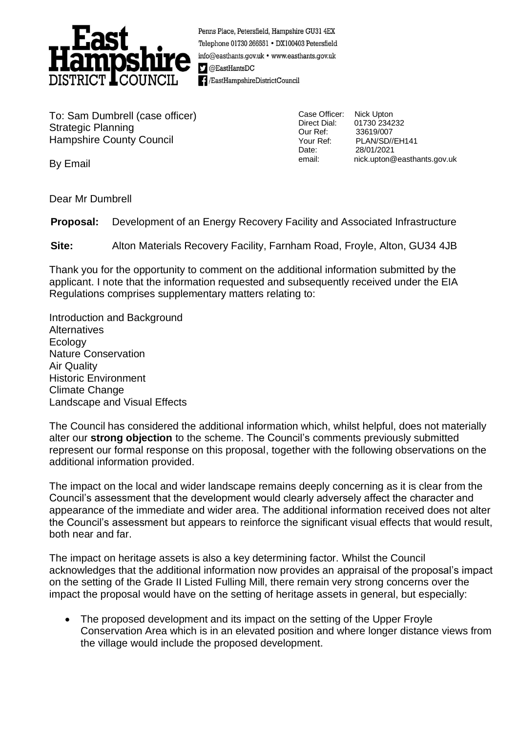**East Hampshire DISTRICT COUNCIL**

Penns Place, Petersfield, Hampshire GU31 4EX
Telephone 01730 266551 • DX100403 Petersfield
info@easthants.gov.uk • www.easthants.gov.uk
@EastHantsDC
/EastHampshireDistrictCouncil

To: Sam Dumbrell (case officer)
Strategic Planning
Hampshire County Council

By Email

Case Officer: Nick Upton
Direct Dial: 01730 234232
Our Ref: 33619/007
Your Ref: PLAN/SD//EH141
Date: 28/01/2021
email: nick.upton@easthants.gov.uk

Dear Mr Dumbrell

**Proposal:** Development of an Energy Recovery Facility and Associated Infrastructure

**Site:** Alton Materials Recovery Facility, Farnham Road, Froyle, Alton, GU34 4JB

Thank you for the opportunity to comment on the additional information submitted by the applicant. I note that the information requested and subsequently received under the EIA Regulations comprises supplementary matters relating to:

Introduction and Background
Alternatives
Ecology
Nature Conservation
Air Quality
Historic Environment
Climate Change
Landscape and Visual Effects

The Council has considered the additional information which, whilst helpful, does not materially alter our **strong objection** to the scheme. The Council's comments previously submitted represent our formal response on this proposal, together with the following observations on the additional information provided.

The impact on the local and wider landscape remains deeply concerning as it is clear from the Council's assessment that the development would clearly adversely affect the character and appearance of the immediate and wider area. The additional information received does not alter the Council's assessment but appears to reinforce the significant visual effects that would result, both near and far.

The impact on heritage assets is also a key determining factor. Whilst the Council acknowledges that the additional information now provides an appraisal of the proposal's impact on the setting of the Grade II Listed Fulling Mill, there remain very strong concerns over the impact the proposal would have on the setting of heritage assets in general, but especially:

- The proposed development and its impact on the setting of the Upper Froyle Conservation Area which is in an elevated position and where longer distance views from the village would include the proposed development.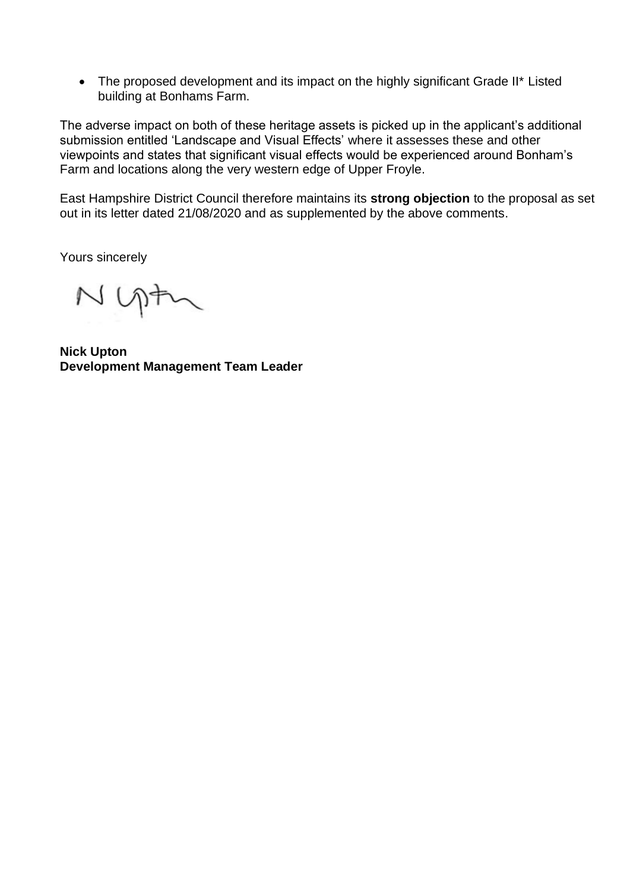- The proposed development and its impact on the highly significant Grade II* Listed building at Bonhams Farm.

The adverse impact on both of these heritage assets is picked up in the applicant's additional submission entitled 'Landscape and Visual Effects' where it assesses these and other viewpoints and states that significant visual effects would be experienced around Bonham's Farm and locations along the very western edge of Upper Froyle.

East Hampshire District Council therefore maintains its **strong objection** to the proposal as set out in its letter dated 21/08/2020 and as supplemented by the above comments.

Yours sincerely

N Upton

**Nick Upton**
**Development Management Team Leader**